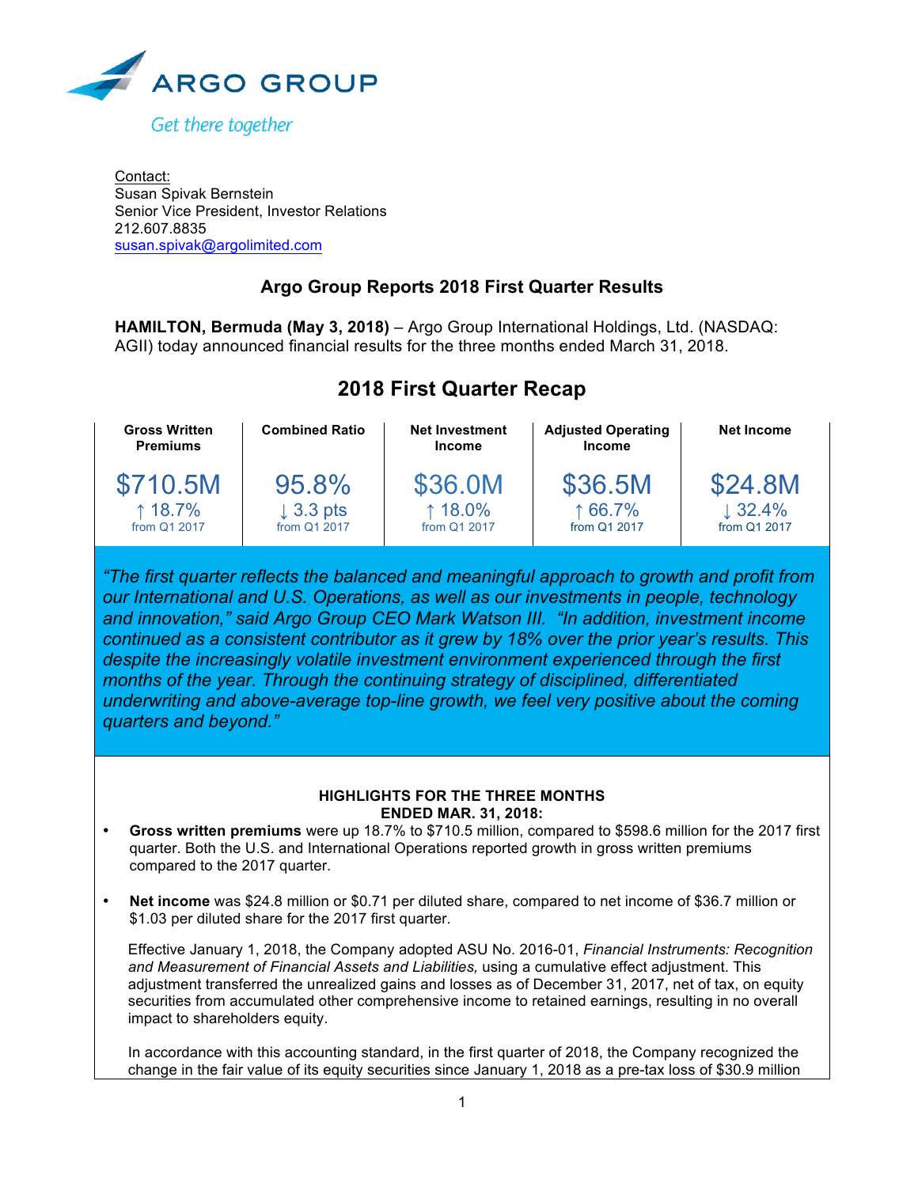ARGO GROUP

*Get there together*

Contact:
Susan Spivak Bernstein
Senior Vice President, Investor Relations
212.607.8835
susan.spivak@argolimited.com

## Argo Group Reports 2018 First Quarter Results

**HAMILTON, Bermuda (May 3, 2018)** – Argo Group International Holdings, Ltd. (NASDAQ: AGII) today announced financial results for the three months ended March 31, 2018.

## 2018 First Quarter Recap

| Gross Written Premiums | Combined Ratio | Net Investment Income | Adjusted Operating Income | Net Income |
|---|---|---|---|---|
| $710.5M | 95.8% | $36.0M | $36.5M | $24.8M |
| ↑ 18.7% from Q1 2017 | ↓ 3.3 pts from Q1 2017 | ↑ 18.0% from Q1 2017 | ↑ 66.7% from Q1 2017 | ↓ 32.4% from Q1 2017 |

*"The first quarter reflects the balanced and meaningful approach to growth and profit from our International and U.S. Operations, as well as our investments in people, technology and innovation," said Argo Group CEO Mark Watson III. "In addition, investment income continued as a consistent contributor as it grew by 18% over the prior year's results. This despite the increasingly volatile investment environment experienced through the first months of the year. Through the continuing strategy of disciplined, differentiated underwriting and above-average top-line growth, we feel very positive about the coming quarters and beyond."*

### HIGHLIGHTS FOR THE THREE MONTHS ENDED MAR. 31, 2018:

- **Gross written premiums** were up 18.7% to $710.5 million, compared to $598.6 million for the 2017 first quarter. Both the U.S. and International Operations reported growth in gross written premiums compared to the 2017 quarter.

- **Net income** was $24.8 million or $0.71 per diluted share, compared to net income of $36.7 million or $1.03 per diluted share for the 2017 first quarter.

  Effective January 1, 2018, the Company adopted ASU No. 2016-01, *Financial Instruments: Recognition and Measurement of Financial Assets and Liabilities,* using a cumulative effect adjustment. This adjustment transferred the unrealized gains and losses as of December 31, 2017, net of tax, on equity securities from accumulated other comprehensive income to retained earnings, resulting in no overall impact to shareholders equity.

  In accordance with this accounting standard, in the first quarter of 2018, the Company recognized the change in the fair value of its equity securities since January 1, 2018 as a pre-tax loss of $30.9 million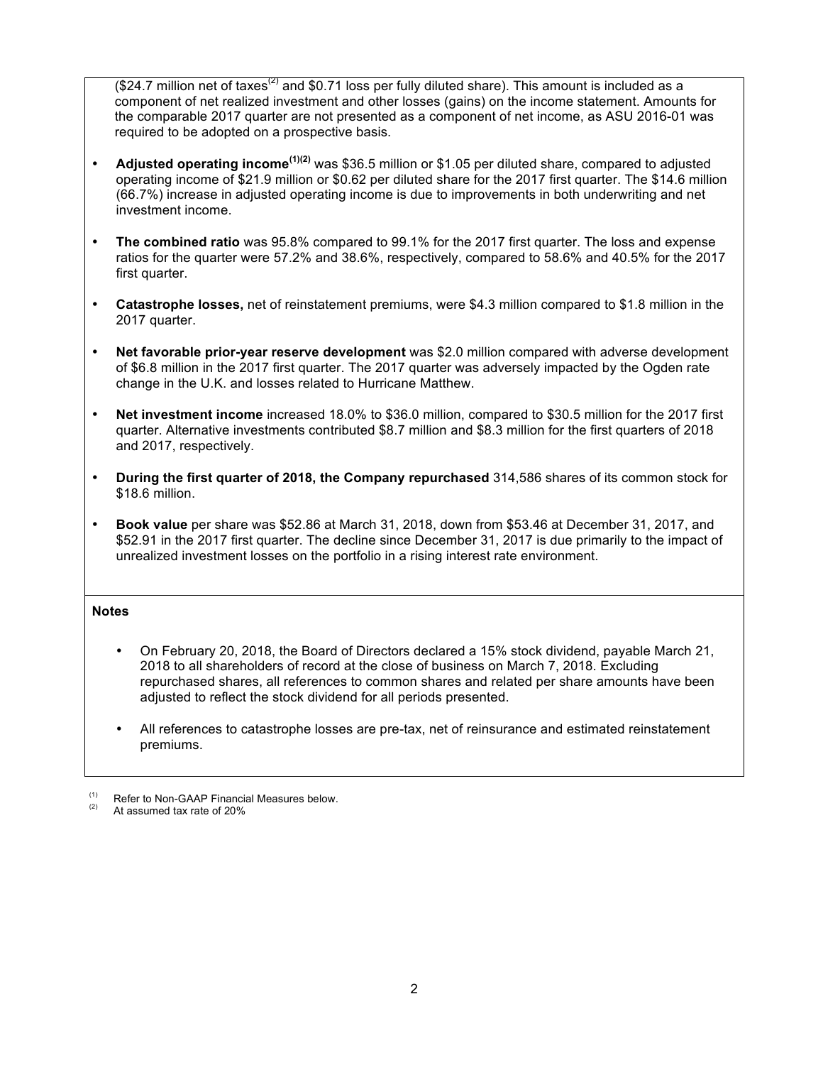($24.7 million net of taxes[2] and $0.71 loss per fully diluted share). This amount is included as a component of net realized investment and other losses (gains) on the income statement. Amounts for the comparable 2017 quarter are not presented as a component of net income, as ASU 2016-01 was required to be adopted on a prospective basis.

- **Adjusted operating income[1][2]** was $36.5 million or $1.05 per diluted share, compared to adjusted operating income of $21.9 million or $0.62 per diluted share for the 2017 first quarter. The $14.6 million (66.7%) increase in adjusted operating income is due to improvements in both underwriting and net investment income.

- **The combined ratio** was 95.8% compared to 99.1% for the 2017 first quarter. The loss and expense ratios for the quarter were 57.2% and 38.6%, respectively, compared to 58.6% and 40.5% for the 2017 first quarter.

- **Catastrophe losses,** net of reinstatement premiums, were $4.3 million compared to $1.8 million in the 2017 quarter.

- **Net favorable prior-year reserve development** was $2.0 million compared with adverse development of $6.8 million in the 2017 first quarter. The 2017 quarter was adversely impacted by the Ogden rate change in the U.K. and losses related to Hurricane Matthew.

- **Net investment income** increased 18.0% to $36.0 million, compared to $30.5 million for the 2017 first quarter. Alternative investments contributed $8.7 million and $8.3 million for the first quarters of 2018 and 2017, respectively.

- **During the first quarter of 2018, the Company repurchased** 314,586 shares of its common stock for $18.6 million.

- **Book value** per share was $52.86 at March 31, 2018, down from $53.46 at December 31, 2017, and $52.91 in the 2017 first quarter. The decline since December 31, 2017 is due primarily to the impact of unrealized investment losses on the portfolio in a rising interest rate environment.

**Notes**

- On February 20, 2018, the Board of Directors declared a 15% stock dividend, payable March 21, 2018 to all shareholders of record at the close of business on March 7, 2018. Excluding repurchased shares, all references to common shares and related per share amounts have been adjusted to reflect the stock dividend for all periods presented.

- All references to catastrophe losses are pre-tax, net of reinsurance and estimated reinstatement premiums.

(1) Refer to Non-GAAP Financial Measures below.
(2) At assumed tax rate of 20%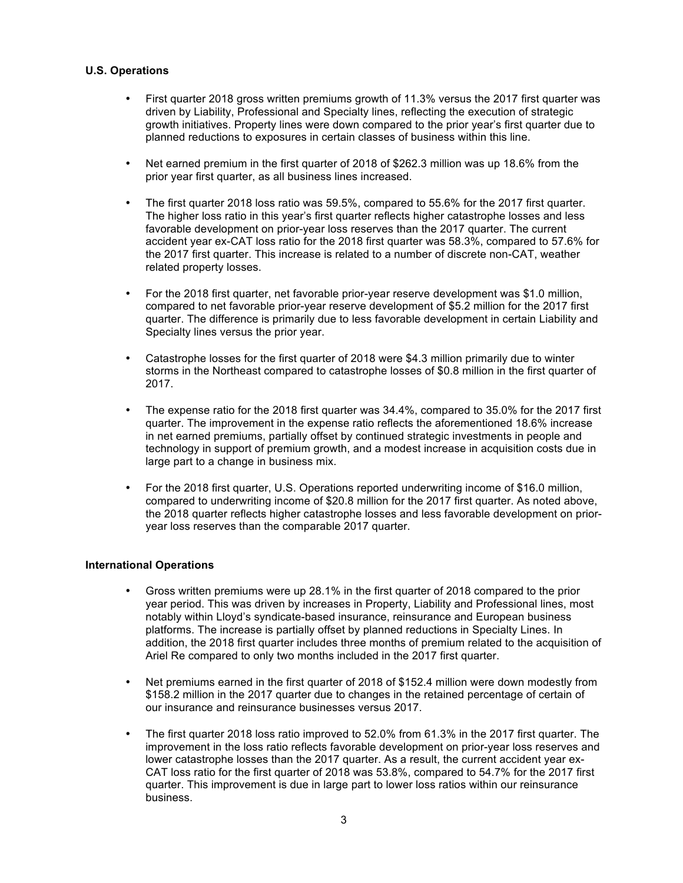**U.S. Operations**

- First quarter 2018 gross written premiums growth of 11.3% versus the 2017 first quarter was driven by Liability, Professional and Specialty lines, reflecting the execution of strategic growth initiatives. Property lines were down compared to the prior year's first quarter due to planned reductions to exposures in certain classes of business within this line.

- Net earned premium in the first quarter of 2018 of $262.3 million was up 18.6% from the prior year first quarter, as all business lines increased.

- The first quarter 2018 loss ratio was 59.5%, compared to 55.6% for the 2017 first quarter. The higher loss ratio in this year's first quarter reflects higher catastrophe losses and less favorable development on prior-year loss reserves than the 2017 quarter. The current accident year ex-CAT loss ratio for the 2018 first quarter was 58.3%, compared to 57.6% for the 2017 first quarter. This increase is related to a number of discrete non-CAT, weather related property losses.

- For the 2018 first quarter, net favorable prior-year reserve development was $1.0 million, compared to net favorable prior-year reserve development of $5.2 million for the 2017 first quarter. The difference is primarily due to less favorable development in certain Liability and Specialty lines versus the prior year.

- Catastrophe losses for the first quarter of 2018 were $4.3 million primarily due to winter storms in the Northeast compared to catastrophe losses of $0.8 million in the first quarter of 2017.

- The expense ratio for the 2018 first quarter was 34.4%, compared to 35.0% for the 2017 first quarter. The improvement in the expense ratio reflects the aforementioned 18.6% increase in net earned premiums, partially offset by continued strategic investments in people and technology in support of premium growth, and a modest increase in acquisition costs due in large part to a change in business mix.

- For the 2018 first quarter, U.S. Operations reported underwriting income of $16.0 million, compared to underwriting income of $20.8 million for the 2017 first quarter. As noted above, the 2018 quarter reflects higher catastrophe losses and less favorable development on prior-year loss reserves than the comparable 2017 quarter.

**International Operations**

- Gross written premiums were up 28.1% in the first quarter of 2018 compared to the prior year period. This was driven by increases in Property, Liability and Professional lines, most notably within Lloyd's syndicate-based insurance, reinsurance and European business platforms. The increase is partially offset by planned reductions in Specialty Lines. In addition, the 2018 first quarter includes three months of premium related to the acquisition of Ariel Re compared to only two months included in the 2017 first quarter.

- Net premiums earned in the first quarter of 2018 of $152.4 million were down modestly from $158.2 million in the 2017 quarter due to changes in the retained percentage of certain of our insurance and reinsurance businesses versus 2017.

- The first quarter 2018 loss ratio improved to 52.0% from 61.3% in the 2017 first quarter. The improvement in the loss ratio reflects favorable development on prior-year loss reserves and lower catastrophe losses than the 2017 quarter. As a result, the current accident year ex-CAT loss ratio for the first quarter of 2018 was 53.8%, compared to 54.7% for the 2017 first quarter. This improvement is due in large part to lower loss ratios within our reinsurance business.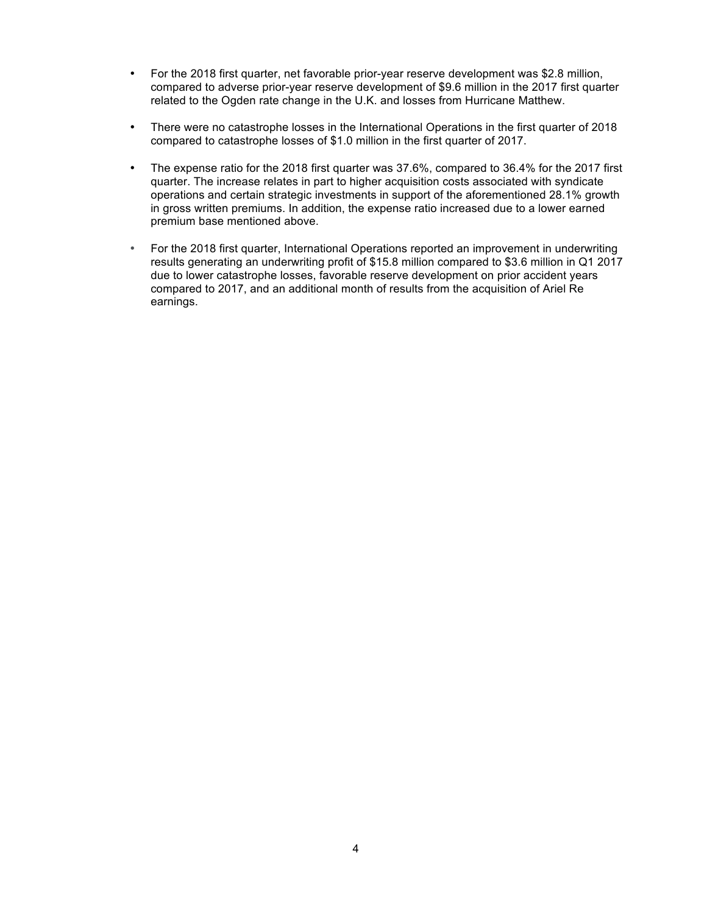- For the 2018 first quarter, net favorable prior-year reserve development was $2.8 million, compared to adverse prior-year reserve development of $9.6 million in the 2017 first quarter related to the Ogden rate change in the U.K. and losses from Hurricane Matthew.

- There were no catastrophe losses in the International Operations in the first quarter of 2018 compared to catastrophe losses of $1.0 million in the first quarter of 2017.

- The expense ratio for the 2018 first quarter was 37.6%, compared to 36.4% for the 2017 first quarter. The increase relates in part to higher acquisition costs associated with syndicate operations and certain strategic investments in support of the aforementioned 28.1% growth in gross written premiums. In addition, the expense ratio increased due to a lower earned premium base mentioned above.

- For the 2018 first quarter, International Operations reported an improvement in underwriting results generating an underwriting profit of $15.8 million compared to $3.6 million in Q1 2017 due to lower catastrophe losses, favorable reserve development on prior accident years compared to 2017, and an additional month of results from the acquisition of Ariel Re earnings.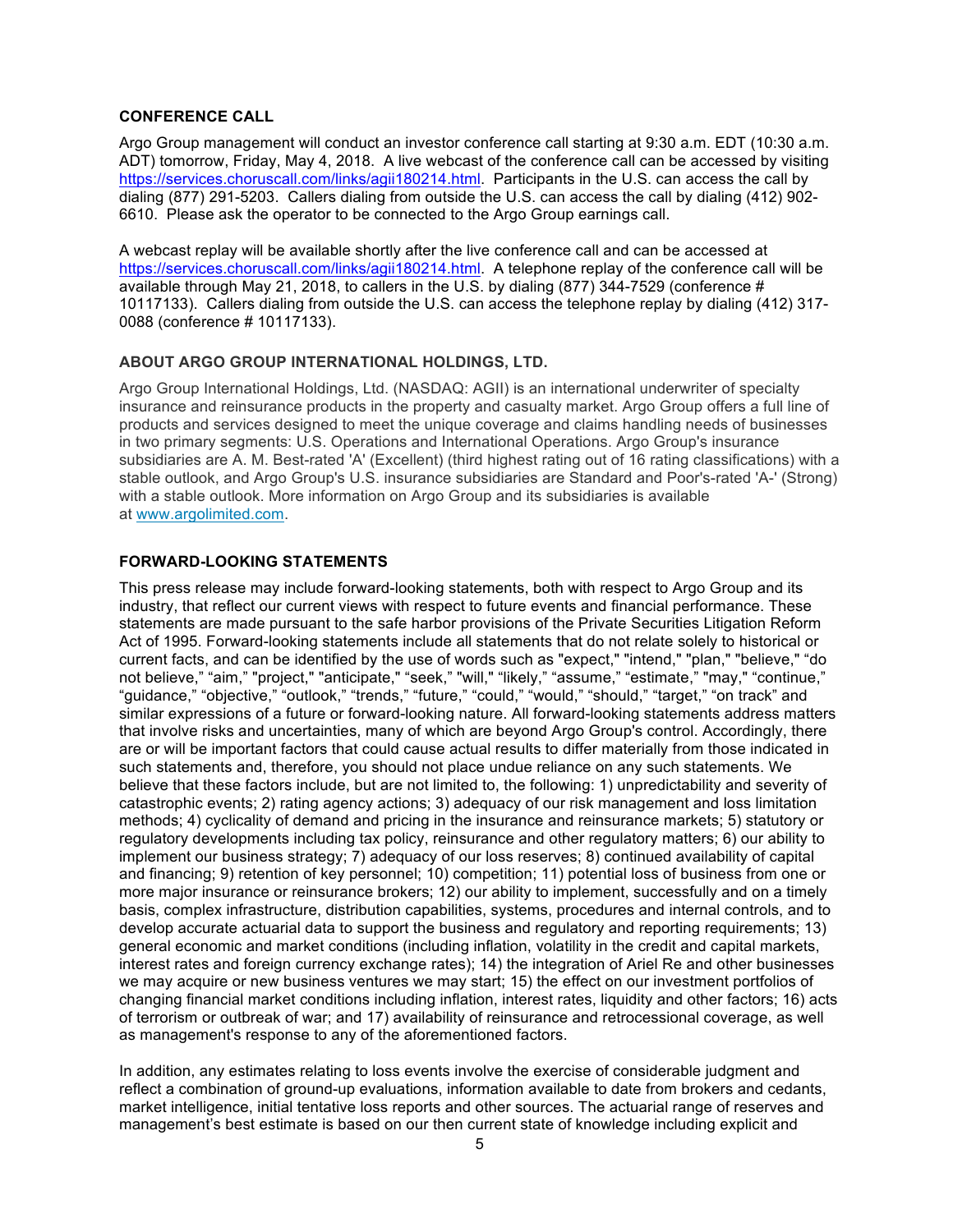### CONFERENCE CALL

Argo Group management will conduct an investor conference call starting at 9:30 a.m. EDT (10:30 a.m. ADT) tomorrow, Friday, May 4, 2018. A live webcast of the conference call can be accessed by visiting https://services.choruscall.com/links/agii180214.html. Participants in the U.S. can access the call by dialing (877) 291-5203. Callers dialing from outside the U.S. can access the call by dialing (412) 902-6610. Please ask the operator to be connected to the Argo Group earnings call.

A webcast replay will be available shortly after the live conference call and can be accessed at https://services.choruscall.com/links/agii180214.html. A telephone replay of the conference call will be available through May 21, 2018, to callers in the U.S. by dialing (877) 344-7529 (conference # 10117133). Callers dialing from outside the U.S. can access the telephone replay by dialing (412) 317-0088 (conference # 10117133).

### ABOUT ARGO GROUP INTERNATIONAL HOLDINGS, LTD.

Argo Group International Holdings, Ltd. (NASDAQ: AGII) is an international underwriter of specialty insurance and reinsurance products in the property and casualty market. Argo Group offers a full line of products and services designed to meet the unique coverage and claims handling needs of businesses in two primary segments: U.S. Operations and International Operations. Argo Group's insurance subsidiaries are A. M. Best-rated 'A' (Excellent) (third highest rating out of 16 rating classifications) with a stable outlook, and Argo Group's U.S. insurance subsidiaries are Standard and Poor's-rated 'A-' (Strong) with a stable outlook. More information on Argo Group and its subsidiaries is available at www.argolimited.com.

### FORWARD-LOOKING STATEMENTS

This press release may include forward-looking statements, both with respect to Argo Group and its industry, that reflect our current views with respect to future events and financial performance. These statements are made pursuant to the safe harbor provisions of the Private Securities Litigation Reform Act of 1995. Forward-looking statements include all statements that do not relate solely to historical or current facts, and can be identified by the use of words such as "expect," "intend," "plan," "believe," "do not believe," "aim," "project," "anticipate," "seek," "will," "likely," "assume," "estimate," "may," "continue," "guidance," "objective," "outlook," "trends," "future," "could," "would," "should," "target," "on track" and similar expressions of a future or forward-looking nature. All forward-looking statements address matters that involve risks and uncertainties, many of which are beyond Argo Group's control. Accordingly, there are or will be important factors that could cause actual results to differ materially from those indicated in such statements and, therefore, you should not place undue reliance on any such statements. We believe that these factors include, but are not limited to, the following: 1) unpredictability and severity of catastrophic events; 2) rating agency actions; 3) adequacy of our risk management and loss limitation methods; 4) cyclicality of demand and pricing in the insurance and reinsurance markets; 5) statutory or regulatory developments including tax policy, reinsurance and other regulatory matters; 6) our ability to implement our business strategy; 7) adequacy of our loss reserves; 8) continued availability of capital and financing; 9) retention of key personnel; 10) competition; 11) potential loss of business from one or more major insurance or reinsurance brokers; 12) our ability to implement, successfully and on a timely basis, complex infrastructure, distribution capabilities, systems, procedures and internal controls, and to develop accurate actuarial data to support the business and regulatory and reporting requirements; 13) general economic and market conditions (including inflation, volatility in the credit and capital markets, interest rates and foreign currency exchange rates); 14) the integration of Ariel Re and other businesses we may acquire or new business ventures we may start; 15) the effect on our investment portfolios of changing financial market conditions including inflation, interest rates, liquidity and other factors; 16) acts of terrorism or outbreak of war; and 17) availability of reinsurance and retrocessional coverage, as well as management's response to any of the aforementioned factors.

In addition, any estimates relating to loss events involve the exercise of considerable judgment and reflect a combination of ground-up evaluations, information available to date from brokers and cedants, market intelligence, initial tentative loss reports and other sources. The actuarial range of reserves and management's best estimate is based on our then current state of knowledge including explicit and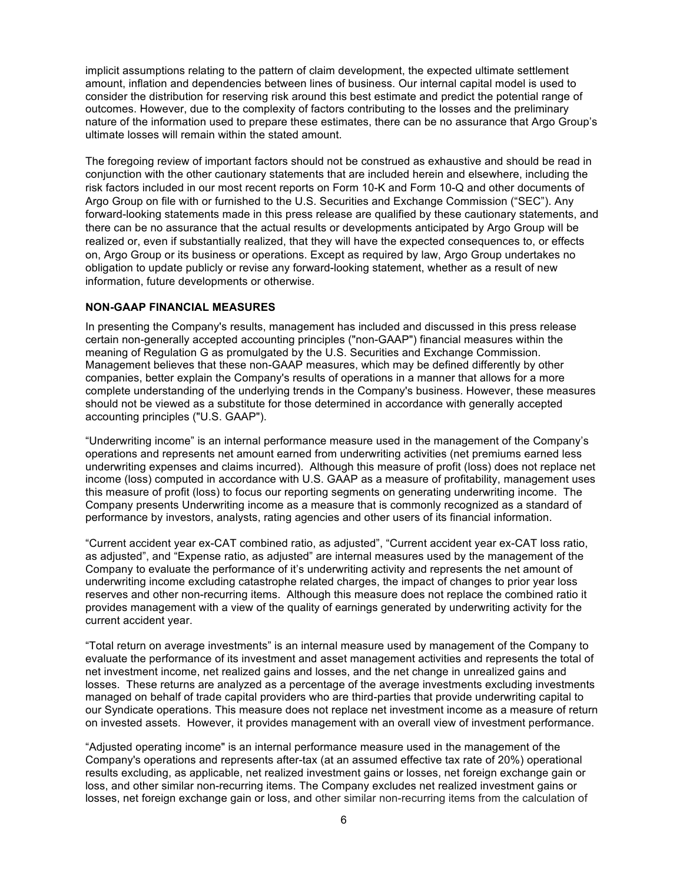implicit assumptions relating to the pattern of claim development, the expected ultimate settlement amount, inflation and dependencies between lines of business. Our internal capital model is used to consider the distribution for reserving risk around this best estimate and predict the potential range of outcomes. However, due to the complexity of factors contributing to the losses and the preliminary nature of the information used to prepare these estimates, there can be no assurance that Argo Group's ultimate losses will remain within the stated amount.

The foregoing review of important factors should not be construed as exhaustive and should be read in conjunction with the other cautionary statements that are included herein and elsewhere, including the risk factors included in our most recent reports on Form 10-K and Form 10-Q and other documents of Argo Group on file with or furnished to the U.S. Securities and Exchange Commission ("SEC"). Any forward-looking statements made in this press release are qualified by these cautionary statements, and there can be no assurance that the actual results or developments anticipated by Argo Group will be realized or, even if substantially realized, that they will have the expected consequences to, or effects on, Argo Group or its business or operations. Except as required by law, Argo Group undertakes no obligation to update publicly or revise any forward-looking statement, whether as a result of new information, future developments or otherwise.

**NON-GAAP FINANCIAL MEASURES**

In presenting the Company's results, management has included and discussed in this press release certain non-generally accepted accounting principles ("non-GAAP") financial measures within the meaning of Regulation G as promulgated by the U.S. Securities and Exchange Commission. Management believes that these non-GAAP measures, which may be defined differently by other companies, better explain the Company's results of operations in a manner that allows for a more complete understanding of the underlying trends in the Company's business. However, these measures should not be viewed as a substitute for those determined in accordance with generally accepted accounting principles ("U.S. GAAP").

"Underwriting income" is an internal performance measure used in the management of the Company's operations and represents net amount earned from underwriting activities (net premiums earned less underwriting expenses and claims incurred). Although this measure of profit (loss) does not replace net income (loss) computed in accordance with U.S. GAAP as a measure of profitability, management uses this measure of profit (loss) to focus our reporting segments on generating underwriting income. The Company presents Underwriting income as a measure that is commonly recognized as a standard of performance by investors, analysts, rating agencies and other users of its financial information.

"Current accident year ex-CAT combined ratio, as adjusted", "Current accident year ex-CAT loss ratio, as adjusted", and "Expense ratio, as adjusted" are internal measures used by the management of the Company to evaluate the performance of it's underwriting activity and represents the net amount of underwriting income excluding catastrophe related charges, the impact of changes to prior year loss reserves and other non-recurring items. Although this measure does not replace the combined ratio it provides management with a view of the quality of earnings generated by underwriting activity for the current accident year.

"Total return on average investments" is an internal measure used by management of the Company to evaluate the performance of its investment and asset management activities and represents the total of net investment income, net realized gains and losses, and the net change in unrealized gains and losses. These returns are analyzed as a percentage of the average investments excluding investments managed on behalf of trade capital providers who are third-parties that provide underwriting capital to our Syndicate operations. This measure does not replace net investment income as a measure of return on invested assets. However, it provides management with an overall view of investment performance.

"Adjusted operating income" is an internal performance measure used in the management of the Company's operations and represents after-tax (at an assumed effective tax rate of 20%) operational results excluding, as applicable, net realized investment gains or losses, net foreign exchange gain or loss, and other similar non-recurring items. The Company excludes net realized investment gains or losses, net foreign exchange gain or loss, and other similar non-recurring items from the calculation of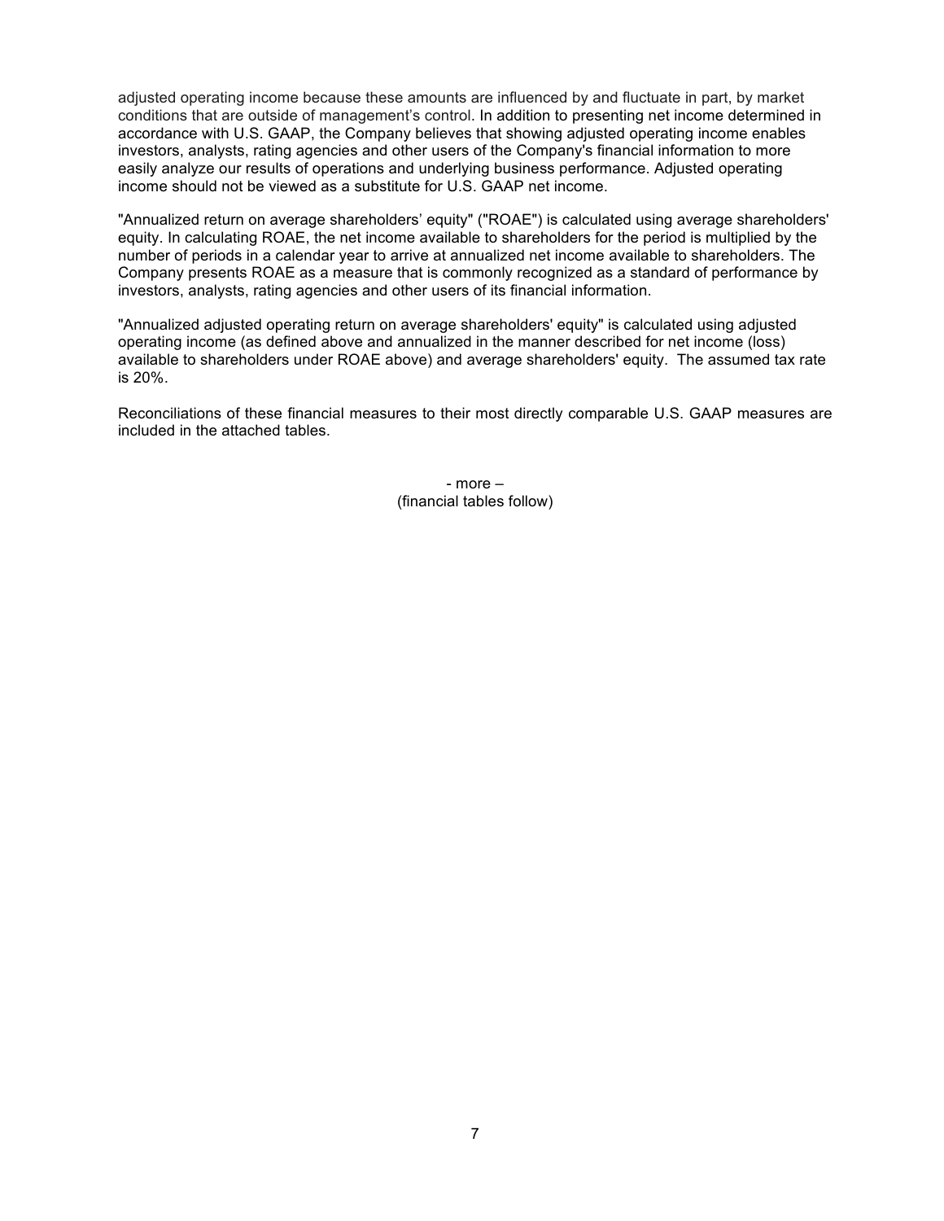adjusted operating income because these amounts are influenced by and fluctuate in part, by market conditions that are outside of management's control. In addition to presenting net income determined in accordance with U.S. GAAP, the Company believes that showing adjusted operating income enables investors, analysts, rating agencies and other users of the Company's financial information to more easily analyze our results of operations and underlying business performance. Adjusted operating income should not be viewed as a substitute for U.S. GAAP net income.

"Annualized return on average shareholders' equity" ("ROAE") is calculated using average shareholders' equity. In calculating ROAE, the net income available to shareholders for the period is multiplied by the number of periods in a calendar year to arrive at annualized net income available to shareholders. The Company presents ROAE as a measure that is commonly recognized as a standard of performance by investors, analysts, rating agencies and other users of its financial information.

"Annualized adjusted operating return on average shareholders' equity" is calculated using adjusted operating income (as defined above and annualized in the manner described for net income (loss) available to shareholders under ROAE above) and average shareholders' equity. The assumed tax rate is 20%.

Reconciliations of these financial measures to their most directly comparable U.S. GAAP measures are included in the attached tables.

- more –
(financial tables follow)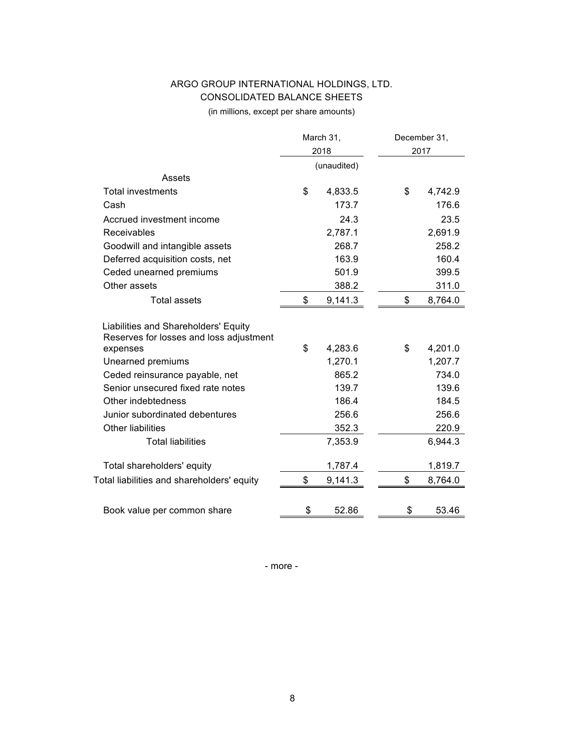# ARGO GROUP INTERNATIONAL HOLDINGS, LTD.

## CONSOLIDATED BALANCE SHEETS

(in millions, except per share amounts)

| | March 31, 2018 | December 31, 2017 |
|---|---|---|
| | (unaudited) | |
| **Assets** | | |
| Total investments | $ 4,833.5 | $ 4,742.9 |
| Cash | 173.7 | 176.6 |
| Accrued investment income | 24.3 | 23.5 |
| Receivables | 2,787.1 | 2,691.9 |
| Goodwill and intangible assets | 268.7 | 258.2 |
| Deferred acquisition costs, net | 163.9 | 160.4 |
| Ceded unearned premiums | 501.9 | 399.5 |
| Other assets | 388.2 | 311.0 |
| Total assets | $ 9,141.3 | $ 8,764.0 |
| **Liabilities and Shareholders' Equity** | | |
| Reserves for losses and loss adjustment expenses | $ 4,283.6 | $ 4,201.0 |
| Unearned premiums | 1,270.1 | 1,207.7 |
| Ceded reinsurance payable, net | 865.2 | 734.0 |
| Senior unsecured fixed rate notes | 139.7 | 139.6 |
| Other indebtedness | 186.4 | 184.5 |
| Junior subordinated debentures | 256.6 | 256.6 |
| Other liabilities | 352.3 | 220.9 |
| Total liabilities | 7,353.9 | 6,944.3 |
| Total shareholders' equity | 1,787.4 | 1,819.7 |
| Total liabilities and shareholders' equity | $ 9,141.3 | $ 8,764.0 |
| Book value per common share | $ 52.86 | $ 53.46 |

- more -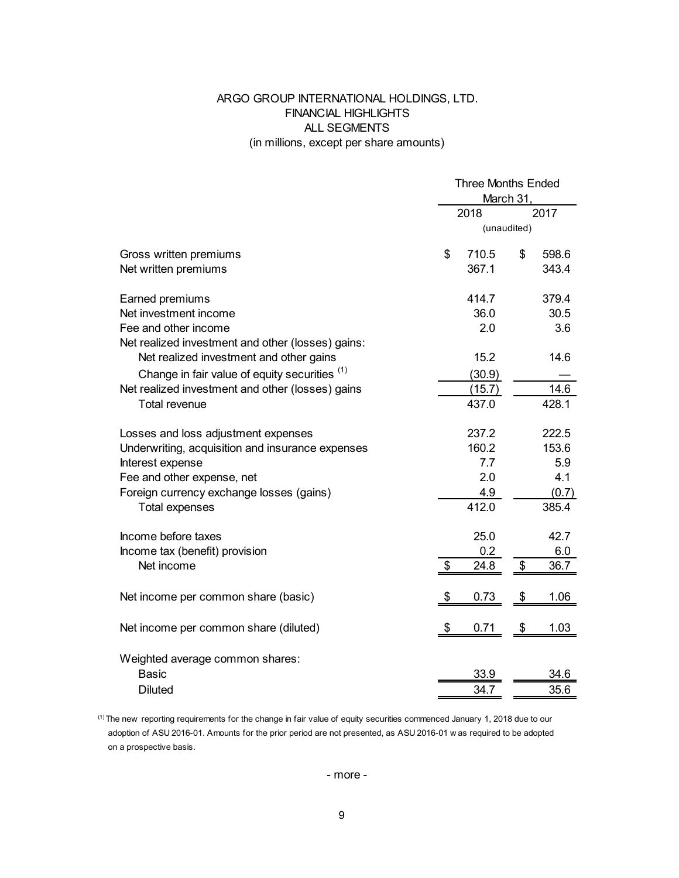# ARGO GROUP INTERNATIONAL HOLDINGS, LTD.
## FINANCIAL HIGHLIGHTS
## ALL SEGMENTS
(in millions, except per share amounts)

| | Three Months Ended March 31, | |
|---|---|---|
| | 2018 | 2017 |
| | (unaudited) | |
| Gross written premiums | $ 710.5 | $ 598.6 |
| Net written premiums | 367.1 | 343.4 |
| | | |
| Earned premiums | 414.7 | 379.4 |
| Net investment income | 36.0 | 30.5 |
| Fee and other income | 2.0 | 3.6 |
| Net realized investment and other (losses) gains: | | |
| Net realized investment and other gains | 15.2 | 14.6 |
| Change in fair value of equity securities [(1)] | (30.9) | — |
| Net realized investment and other (losses) gains | (15.7) | 14.6 |
| Total revenue | 437.0 | 428.1 |
| | | |
| Losses and loss adjustment expenses | 237.2 | 222.5 |
| Underwriting, acquisition and insurance expenses | 160.2 | 153.6 |
| Interest expense | 7.7 | 5.9 |
| Fee and other expense, net | 2.0 | 4.1 |
| Foreign currency exchange losses (gains) | 4.9 | (0.7) |
| Total expenses | 412.0 | 385.4 |
| | | |
| Income before taxes | 25.0 | 42.7 |
| Income tax (benefit) provision | 0.2 | 6.0 |
| Net income | $ 24.8 | $ 36.7 |
| | | |
| Net income per common share (basic) | $ 0.73 | $ 1.06 |
| | | |
| Net income per common share (diluted) | $ 0.71 | $ 1.03 |
| | | |
| Weighted average common shares: | | |
| Basic | 33.9 | 34.6 |
| Diluted | 34.7 | 35.6 |

[(1)] The new reporting requirements for the change in fair value of equity securities commenced January 1, 2018 due to our adoption of ASU 2016-01. Amounts for the prior period are not presented, as ASU 2016-01 was required to be adopted on a prospective basis.

- more -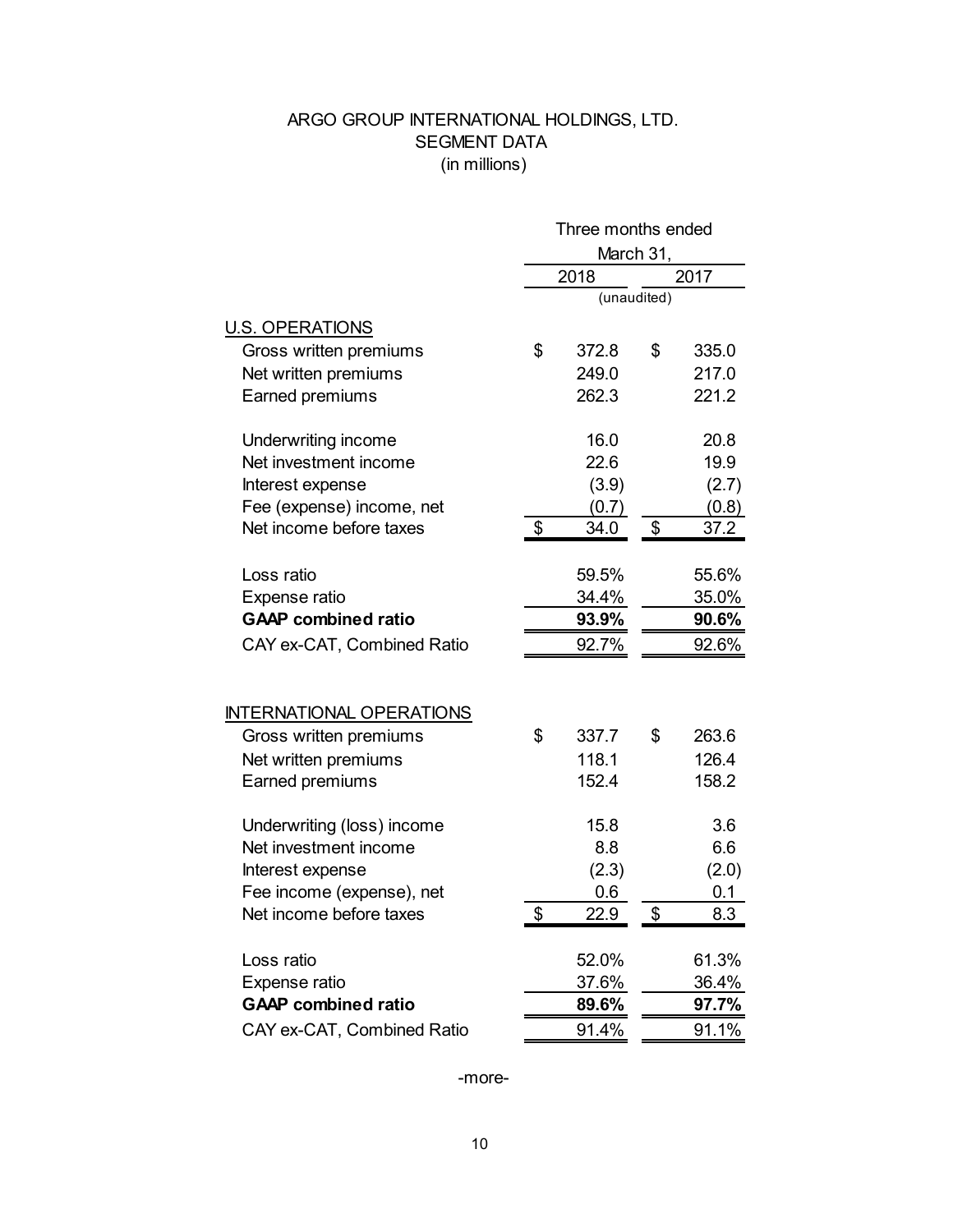# ARGO GROUP INTERNATIONAL HOLDINGS, LTD.
## SEGMENT DATA
(in millions)

| | Three months ended March 31, | |
|---|---|---|
| | 2018 | 2017 |
| | (unaudited) | |
| **U.S. OPERATIONS** | | |
| Gross written premiums | $ 372.8 | $ 335.0 |
| Net written premiums | 249.0 | 217.0 |
| Earned premiums | 262.3 | 221.2 |
| | | |
| Underwriting income | 16.0 | 20.8 |
| Net investment income | 22.6 | 19.9 |
| Interest expense | (3.9) | (2.7) |
| Fee (expense) income, net | (0.7) | (0.8) |
| Net income before taxes | $ 34.0 | $ 37.2 |
| | | |
| Loss ratio | 59.5% | 55.6% |
| Expense ratio | 34.4% | 35.0% |
| **GAAP combined ratio** | **93.9%** | **90.6%** |
| CAY ex-CAT, Combined Ratio | 92.7% | 92.6% |
| | | |
| **INTERNATIONAL OPERATIONS** | | |
| Gross written premiums | $ 337.7 | $ 263.6 |
| Net written premiums | 118.1 | 126.4 |
| Earned premiums | 152.4 | 158.2 |
| | | |
| Underwriting (loss) income | 15.8 | 3.6 |
| Net investment income | 8.8 | 6.6 |
| Interest expense | (2.3) | (2.0) |
| Fee income (expense), net | 0.6 | 0.1 |
| Net income before taxes | $ 22.9 | $ 8.3 |
| | | |
| Loss ratio | 52.0% | 61.3% |
| Expense ratio | 37.6% | 36.4% |
| **GAAP combined ratio** | **89.6%** | **97.7%** |
| CAY ex-CAT, Combined Ratio | 91.4% | 91.1% |

-more-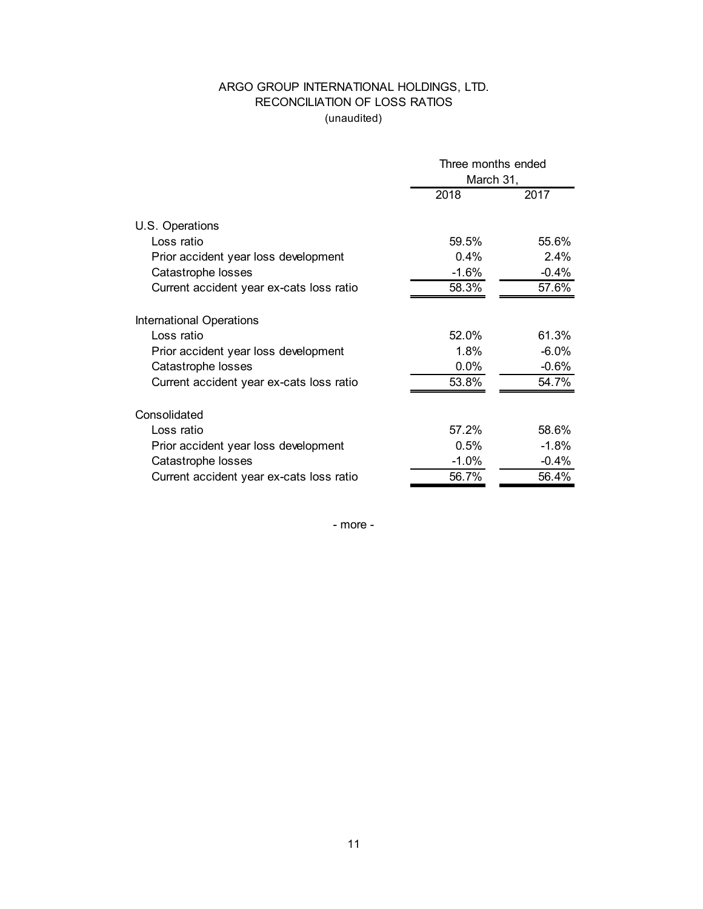# ARGO GROUP INTERNATIONAL HOLDINGS, LTD.
## RECONCILIATION OF LOSS RATIOS
(unaudited)

| | Three months ended March 31, | |
|---|---|---|
| | 2018 | 2017 |
| **U.S. Operations** | | |
| Loss ratio | 59.5% | 55.6% |
| Prior accident year loss development | 0.4% | 2.4% |
| Catastrophe losses | -1.6% | -0.4% |
| Current accident year ex-cats loss ratio | 58.3% | 57.6% |
| **International Operations** | | |
| Loss ratio | 52.0% | 61.3% |
| Prior accident year loss development | 1.8% | -6.0% |
| Catastrophe losses | 0.0% | -0.6% |
| Current accident year ex-cats loss ratio | 53.8% | 54.7% |
| **Consolidated** | | |
| Loss ratio | 57.2% | 58.6% |
| Prior accident year loss development | 0.5% | -1.8% |
| Catastrophe losses | -1.0% | -0.4% |
| Current accident year ex-cats loss ratio | 56.7% | 56.4% |

- more -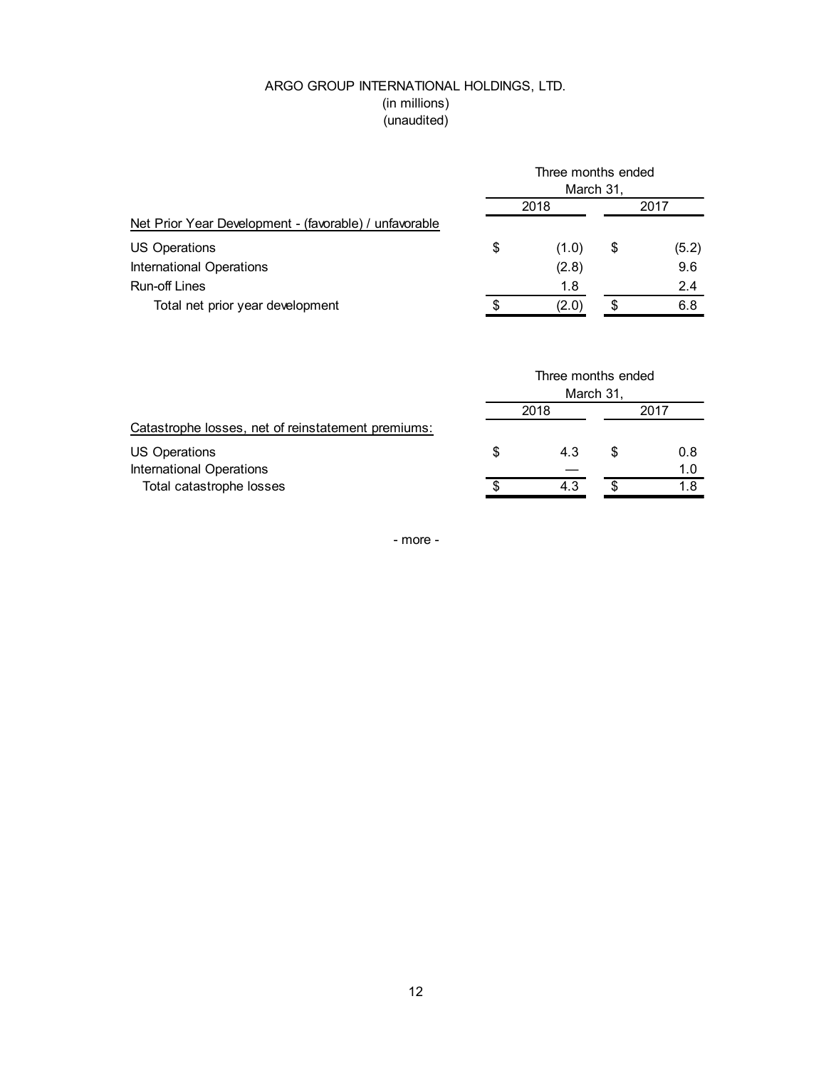ARGO GROUP INTERNATIONAL HOLDINGS, LTD.
(in millions)
(unaudited)

| | Three months ended March 31, | |
|---|---|---|
| | 2018 | 2017 |
| Net Prior Year Development - (favorable) / unfavorable | | |
| US Operations | $ (1.0) | $ (5.2) |
| International Operations | (2.8) | 9.6 |
| Run-off Lines | 1.8 | 2.4 |
| Total net prior year development | $ (2.0) | $ 6.8 |

| | Three months ended March 31, | |
|---|---|---|
| | 2018 | 2017 |
| Catastrophe losses, net of reinstatement premiums: | | |
| US Operations | $ 4.3 | $ 0.8 |
| International Operations | — | 1.0 |
| Total catastrophe losses | $ 4.3 | $ 1.8 |

- more -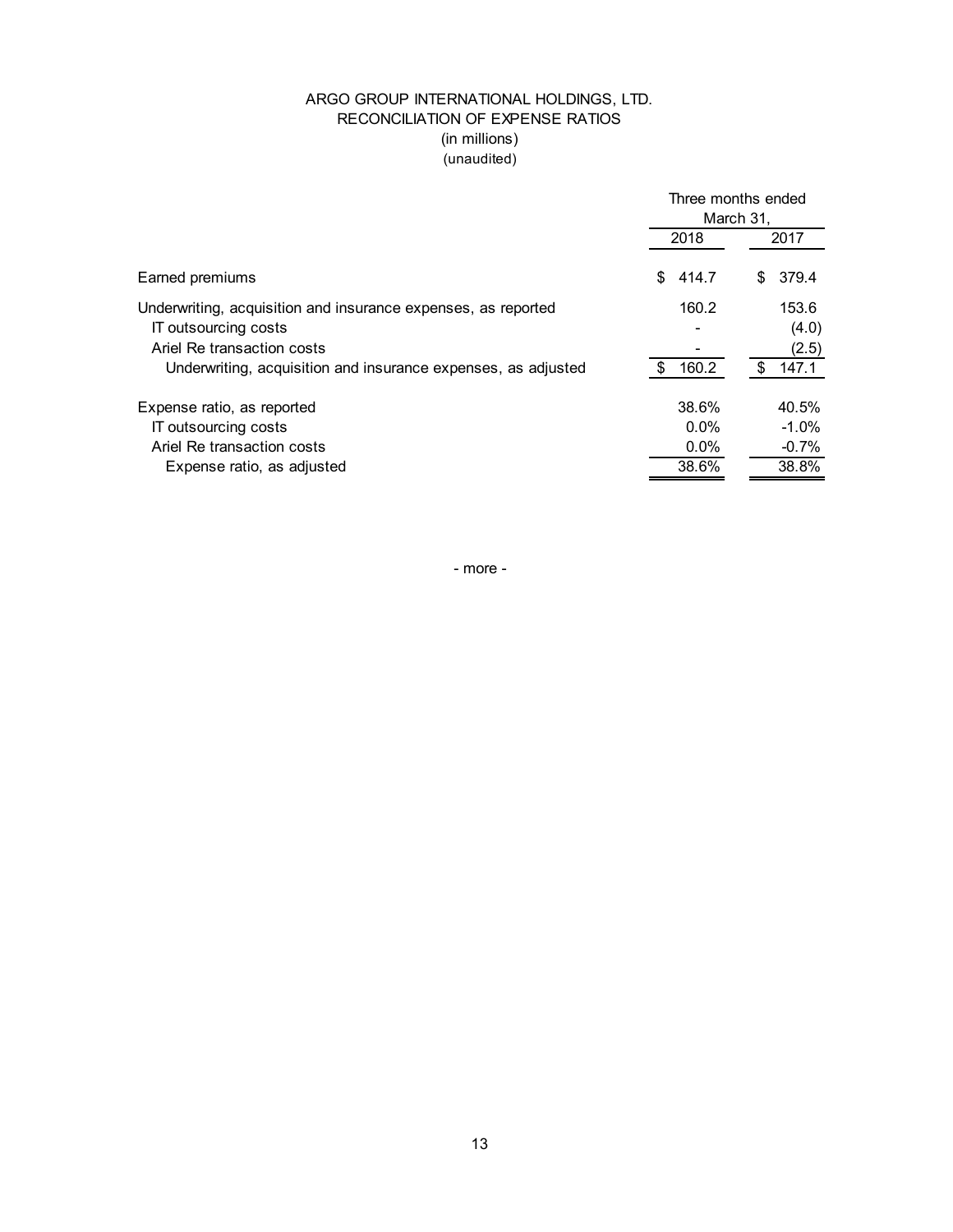# ARGO GROUP INTERNATIONAL HOLDINGS, LTD.
## RECONCILIATION OF EXPENSE RATIOS
(in millions)
(unaudited)

| | Three months ended March 31, | |
|---|---|---|
| | 2018 | 2017 |
| Earned premiums | $ 414.7 | $ 379.4 |
| Underwriting, acquisition and insurance expenses, as reported | 160.2 | 153.6 |
| IT outsourcing costs | - | (4.0) |
| Ariel Re transaction costs | - | (2.5) |
| Underwriting, acquisition and insurance expenses, as adjusted | $ 160.2 | $ 147.1 |
| Expense ratio, as reported | 38.6% | 40.5% |
| IT outsourcing costs | 0.0% | -1.0% |
| Ariel Re transaction costs | 0.0% | -0.7% |
| Expense ratio, as adjusted | 38.6% | 38.8% |

- more -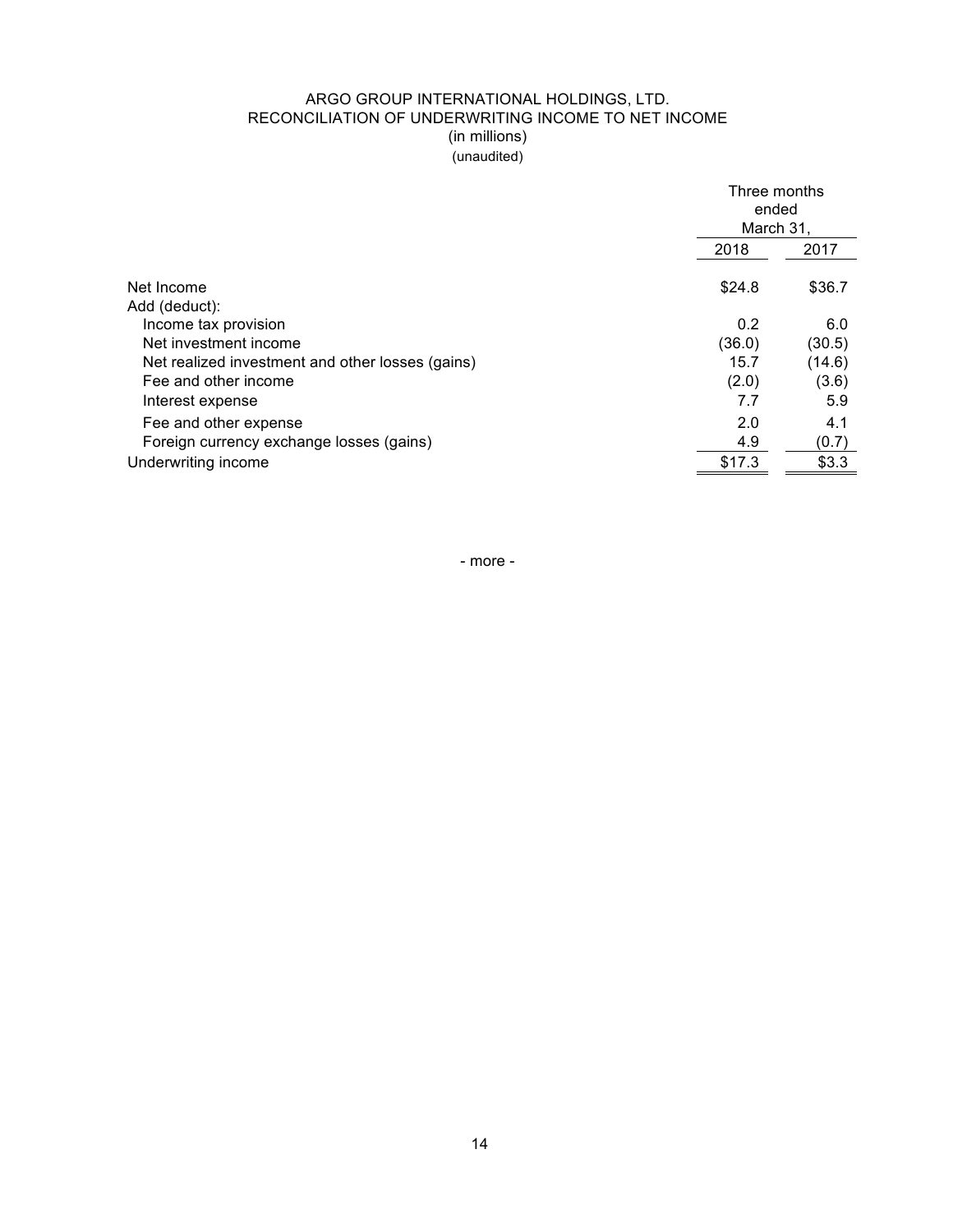# ARGO GROUP INTERNATIONAL HOLDINGS, LTD.
## RECONCILIATION OF UNDERWRITING INCOME TO NET INCOME
(in millions)
(unaudited)

| | Three months ended March 31, | |
|---|---|---|
| | 2018 | 2017 |
| Net Income | $24.8 | $36.7 |
| Add (deduct): | | |
| Income tax provision | 0.2 | 6.0 |
| Net investment income | (36.0) | (30.5) |
| Net realized investment and other losses (gains) | 15.7 | (14.6) |
| Fee and other income | (2.0) | (3.6) |
| Interest expense | 7.7 | 5.9 |
| Fee and other expense | 2.0 | 4.1 |
| Foreign currency exchange losses (gains) | 4.9 | (0.7) |
| Underwriting income | $17.3 | $3.3 |

- more -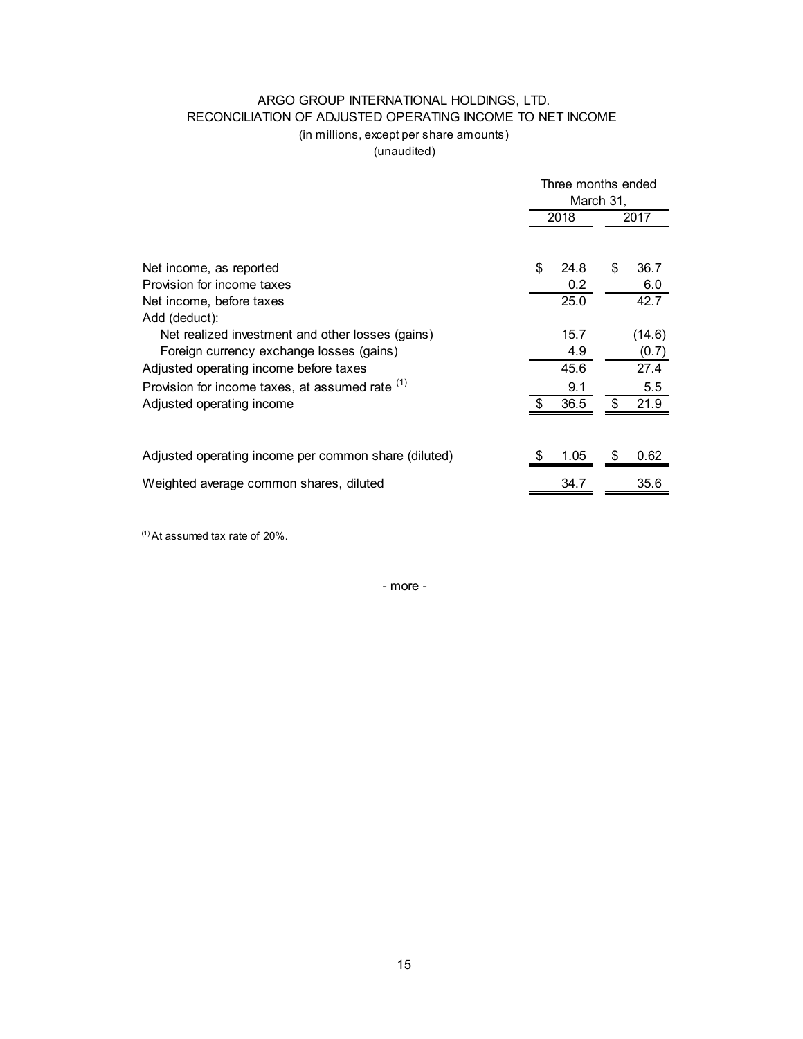# ARGO GROUP INTERNATIONAL HOLDINGS, LTD.

## RECONCILIATION OF ADJUSTED OPERATING INCOME TO NET INCOME

(in millions, except per share amounts)

(unaudited)

| | Three months ended March 31, | |
|---|---|---|
| | 2018 | 2017 |
| Net income, as reported | $ 24.8 | $ 36.7 |
| Provision for income taxes | 0.2 | 6.0 |
| Net income, before taxes | 25.0 | 42.7 |
| Add (deduct): | | |
| Net realized investment and other losses (gains) | 15.7 | (14.6) |
| Foreign currency exchange losses (gains) | 4.9 | (0.7) |
| Adjusted operating income before taxes | 45.6 | 27.4 |
| Provision for income taxes, at assumed rate [(1)] | 9.1 | 5.5 |
| Adjusted operating income | $ 36.5 | $ 21.9 |
| | | |
| Adjusted operating income per common share (diluted) | $ 1.05 | $ 0.62 |
| Weighted average common shares, diluted | 34.7 | 35.6 |

[(1)] At assumed tax rate of 20%.

- more -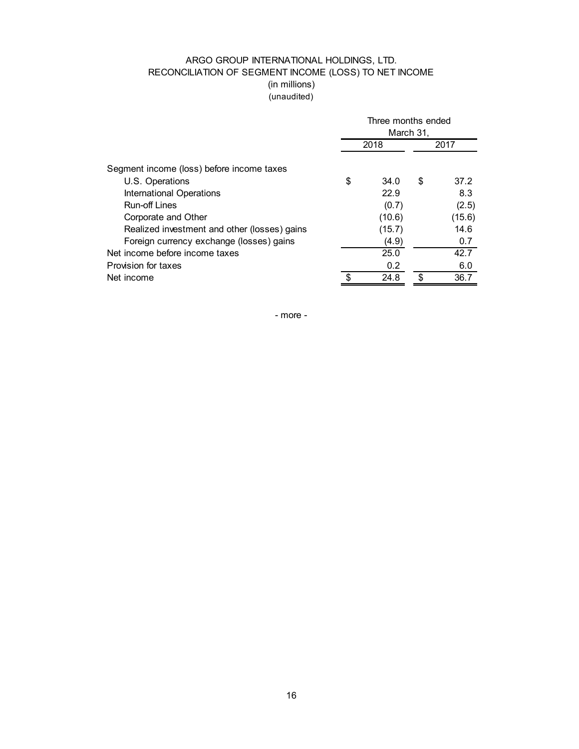# ARGO GROUP INTERNATIONAL HOLDINGS, LTD.
## RECONCILIATION OF SEGMENT INCOME (LOSS) TO NET INCOME
(in millions)
(unaudited)

| | Three months ended March 31, | |
|---|---|---|
| | 2018 | 2017 |
| Segment income (loss) before income taxes | | |
| U.S. Operations | $ 34.0 | $ 37.2 |
| International Operations | 22.9 | 8.3 |
| Run-off Lines | (0.7) | (2.5) |
| Corporate and Other | (10.6) | (15.6) |
| Realized investment and other (losses) gains | (15.7) | 14.6 |
| Foreign currency exchange (losses) gains | (4.9) | 0.7 |
| Net income before income taxes | 25.0 | 42.7 |
| Provision for taxes | 0.2 | 6.0 |
| Net income | $ 24.8 | $ 36.7 |

- more -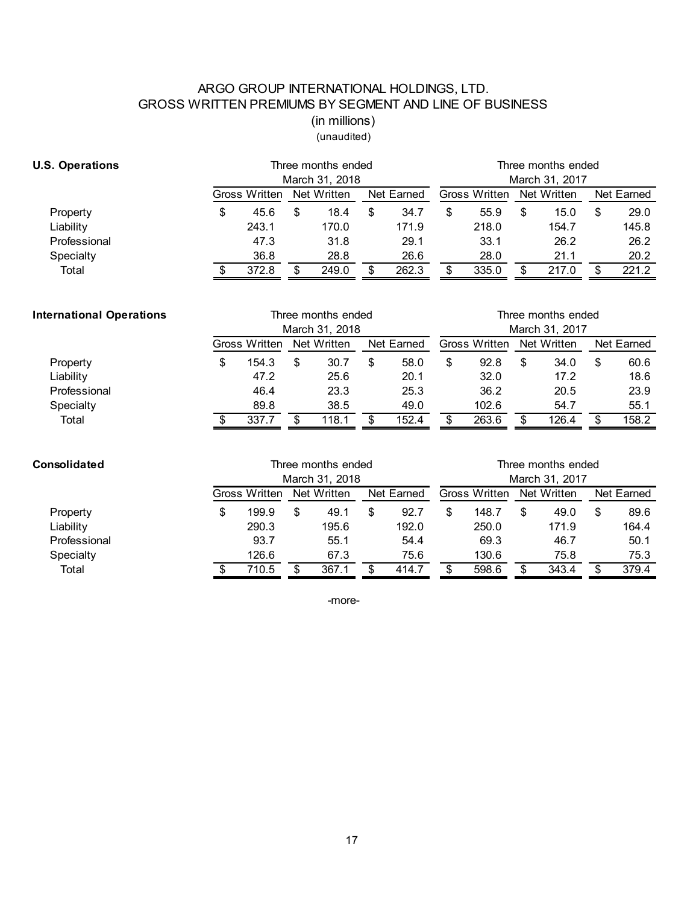# ARGO GROUP INTERNATIONAL HOLDINGS, LTD.
## GROSS WRITTEN PREMIUMS BY SEGMENT AND LINE OF BUSINESS
(in millions)
(unaudited)

**U.S. Operations**

| | Three months ended March 31, 2018 | | | Three months ended March 31, 2017 | | |
|---|---|---|---|---|---|---|
| | Gross Written | Net Written | Net Earned | Gross Written | Net Written | Net Earned |
| Property | $ 45.6 | $ 18.4 | $ 34.7 | $ 55.9 | $ 15.0 | $ 29.0 |
| Liability | 243.1 | 170.0 | 171.9 | 218.0 | 154.7 | 145.8 |
| Professional | 47.3 | 31.8 | 29.1 | 33.1 | 26.2 | 26.2 |
| Specialty | 36.8 | 28.8 | 26.6 | 28.0 | 21.1 | 20.2 |
| Total | $ 372.8 | $ 249.0 | $ 262.3 | $ 335.0 | $ 217.0 | $ 221.2 |

**International Operations**

| | Three months ended March 31, 2018 | | | Three months ended March 31, 2017 | | |
|---|---|---|---|---|---|---|
| | Gross Written | Net Written | Net Earned | Gross Written | Net Written | Net Earned |
| Property | $ 154.3 | $ 30.7 | $ 58.0 | $ 92.8 | $ 34.0 | $ 60.6 |
| Liability | 47.2 | 25.6 | 20.1 | 32.0 | 17.2 | 18.6 |
| Professional | 46.4 | 23.3 | 25.3 | 36.2 | 20.5 | 23.9 |
| Specialty | 89.8 | 38.5 | 49.0 | 102.6 | 54.7 | 55.1 |
| Total | $ 337.7 | $ 118.1 | $ 152.4 | $ 263.6 | $ 126.4 | $ 158.2 |

**Consolidated**

| | Three months ended March 31, 2018 | | | Three months ended March 31, 2017 | | |
|---|---|---|---|---|---|---|
| | Gross Written | Net Written | Net Earned | Gross Written | Net Written | Net Earned |
| Property | $ 199.9 | $ 49.1 | $ 92.7 | $ 148.7 | $ 49.0 | $ 89.6 |
| Liability | 290.3 | 195.6 | 192.0 | 250.0 | 171.9 | 164.4 |
| Professional | 93.7 | 55.1 | 54.4 | 69.3 | 46.7 | 50.1 |
| Specialty | 126.6 | 67.3 | 75.6 | 130.6 | 75.8 | 75.3 |
| Total | $ 710.5 | $ 367.1 | $ 414.7 | $ 598.6 | $ 343.4 | $ 379.4 |

-more-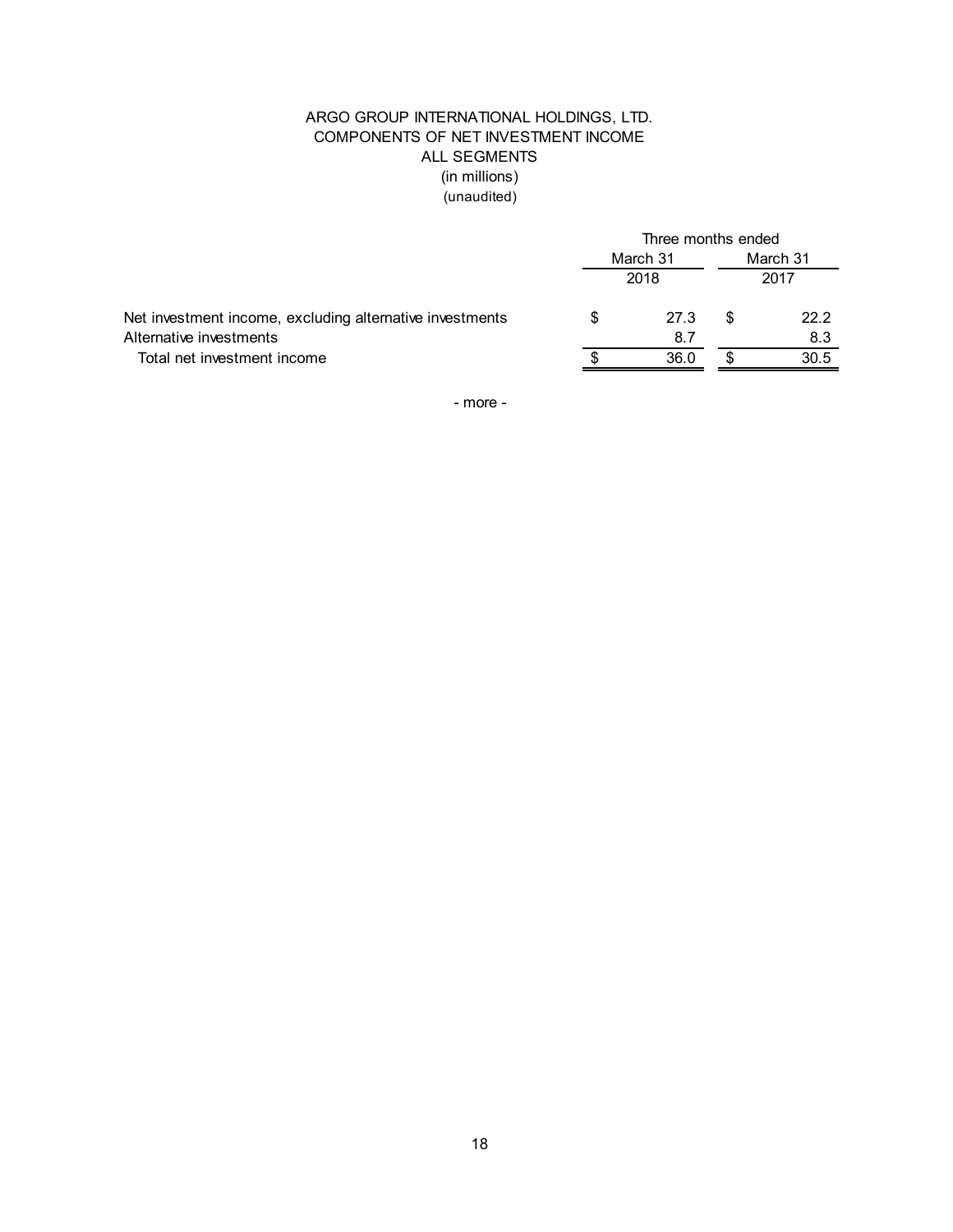# ARGO GROUP INTERNATIONAL HOLDINGS, LTD.
## COMPONENTS OF NET INVESTMENT INCOME
## ALL SEGMENTS
(in millions)
(unaudited)

| | Three months ended | |
|---|---|---|
| | March 31 2018 | March 31 2017 |
| Net investment income, excluding alternative investments | $ 27.3 | $ 22.2 |
| Alternative investments | 8.7 | 8.3 |
| Total net investment income | $ 36.0 | $ 30.5 |

- more -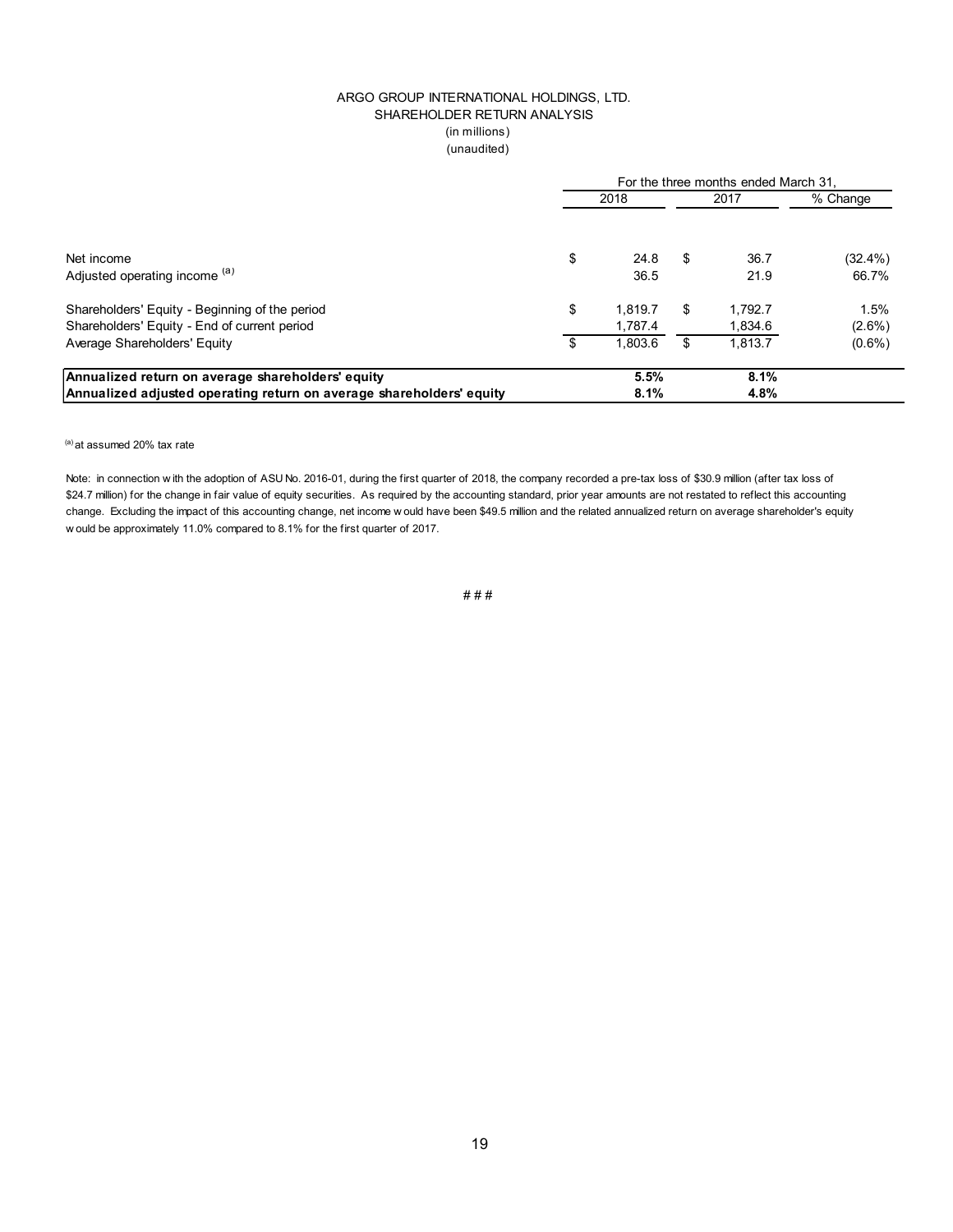ARGO GROUP INTERNATIONAL HOLDINGS, LTD.
SHAREHOLDER RETURN ANALYSIS
(in millions)
(unaudited)

| | For the three months ended March 31, | | |
|---|---|---|---|
| | 2018 | 2017 | % Change |
| Net income | $ 24.8 | $ 36.7 | (32.4%) |
| Adjusted operating income [(a)] | 36.5 | 21.9 | 66.7% |
| Shareholders' Equity - Beginning of the period | $ 1,819.7 | $ 1,792.7 | 1.5% |
| Shareholders' Equity - End of current period | 1,787.4 | 1,834.6 | (2.6%) |
| Average Shareholders' Equity | $ 1,803.6 | $ 1,813.7 | (0.6%) |
| **Annualized return on average shareholders' equity** | **5.5%** | **8.1%** | |
| **Annualized adjusted operating return on average shareholders' equity** | **8.1%** | **4.8%** | |

[(a)] at assumed 20% tax rate

Note: in connection with the adoption of ASU No. 2016-01, during the first quarter of 2018, the company recorded a pre-tax loss of $30.9 million (after tax loss of $24.7 million) for the change in fair value of equity securities. As required by the accounting standard, prior year amounts are not restated to reflect this accounting change. Excluding the impact of this accounting change, net income would have been $49.5 million and the related annualized return on average shareholder's equity would be approximately 11.0% compared to 8.1% for the first quarter of 2017.

# # #